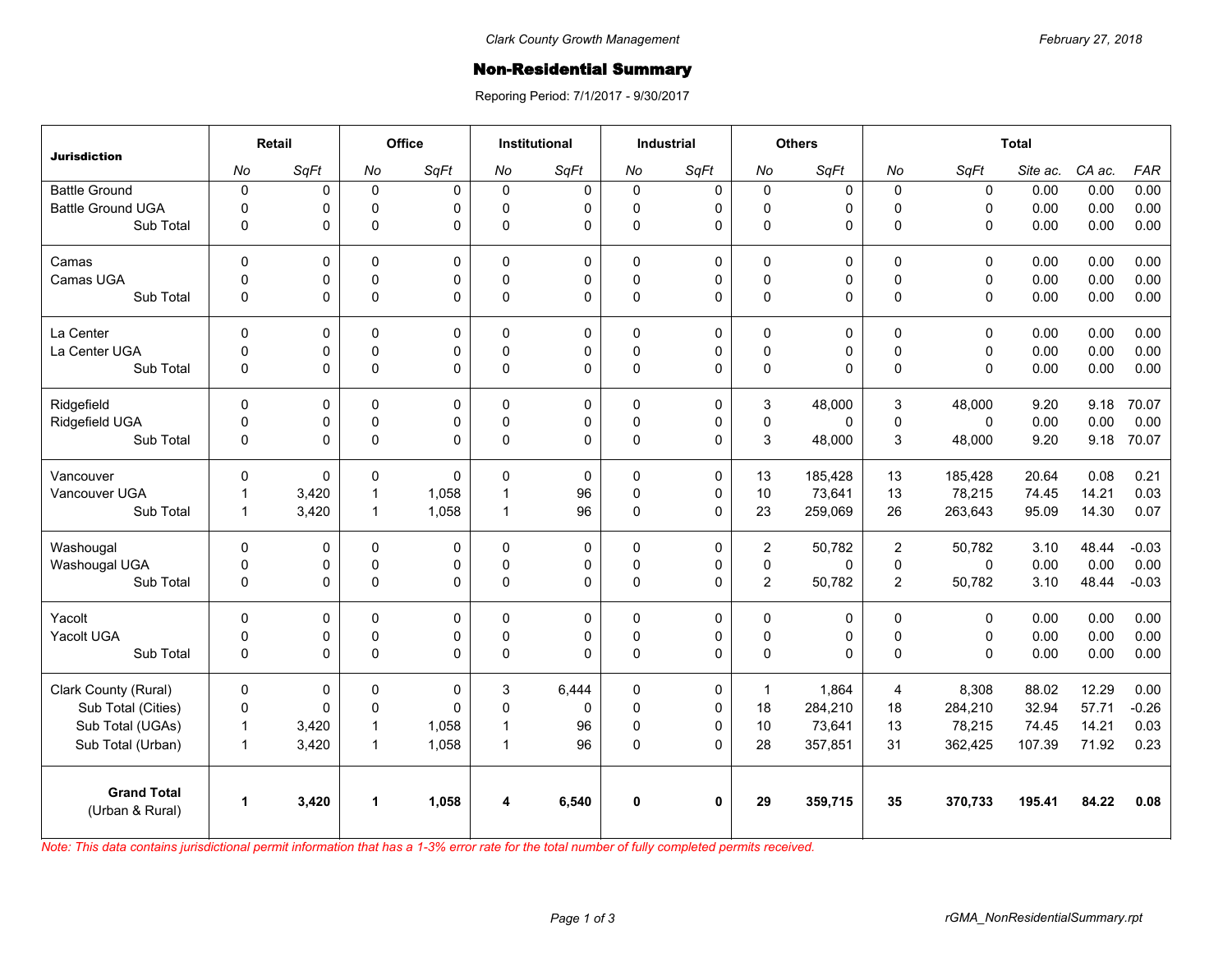Clark County Growth Management

February 27, 2018

# Non-Residential Summary

Reporing Period: 7/1/2017 - 9/30/2017

| Jurisdiction | Retail | | Office | | Institutional | | Industrial | | Others | | Total | | | | |
|---|---|---|---|---|---|---|---|---|---|---|---|---|---|---|---|
| | *No* | *SqFt* | *No* | *SqFt* | *No* | *SqFt* | *No* | *SqFt* | *No* | *SqFt* | *No* | *SqFt* | *Site ac.* | *CA ac.* | *FAR* |
| Battle Ground | 0 | 0 | 0 | 0 | 0 | 0 | 0 | 0 | 0 | 0 | 0 | 0 | 0.00 | 0.00 | 0.00 |
| Battle Ground UGA | 0 | 0 | 0 | 0 | 0 | 0 | 0 | 0 | 0 | 0 | 0 | 0 | 0.00 | 0.00 | 0.00 |
| Sub Total | 0 | 0 | 0 | 0 | 0 | 0 | 0 | 0 | 0 | 0 | 0 | 0 | 0.00 | 0.00 | 0.00 |
| Camas | 0 | 0 | 0 | 0 | 0 | 0 | 0 | 0 | 0 | 0 | 0 | 0 | 0.00 | 0.00 | 0.00 |
| Camas UGA | 0 | 0 | 0 | 0 | 0 | 0 | 0 | 0 | 0 | 0 | 0 | 0 | 0.00 | 0.00 | 0.00 |
| Sub Total | 0 | 0 | 0 | 0 | 0 | 0 | 0 | 0 | 0 | 0 | 0 | 0 | 0.00 | 0.00 | 0.00 |
| La Center | 0 | 0 | 0 | 0 | 0 | 0 | 0 | 0 | 0 | 0 | 0 | 0 | 0.00 | 0.00 | 0.00 |
| La Center UGA | 0 | 0 | 0 | 0 | 0 | 0 | 0 | 0 | 0 | 0 | 0 | 0 | 0.00 | 0.00 | 0.00 |
| Sub Total | 0 | 0 | 0 | 0 | 0 | 0 | 0 | 0 | 0 | 0 | 0 | 0 | 0.00 | 0.00 | 0.00 |
| Ridgefield | 0 | 0 | 0 | 0 | 0 | 0 | 0 | 0 | 3 | 48,000 | 3 | 48,000 | 9.20 | 9.18 | 70.07 |
| Ridgefield UGA | 0 | 0 | 0 | 0 | 0 | 0 | 0 | 0 | 0 | 0 | 0 | 0 | 0.00 | 0.00 | 0.00 |
| Sub Total | 0 | 0 | 0 | 0 | 0 | 0 | 0 | 0 | 3 | 48,000 | 3 | 48,000 | 9.20 | 9.18 | 70.07 |
| Vancouver | 0 | 0 | 0 | 0 | 0 | 0 | 0 | 0 | 13 | 185,428 | 13 | 185,428 | 20.64 | 0.08 | 0.21 |
| Vancouver UGA | 1 | 3,420 | 1 | 1,058 | 1 | 96 | 0 | 0 | 10 | 73,641 | 13 | 78,215 | 74.45 | 14.21 | 0.03 |
| Sub Total | 1 | 3,420 | 1 | 1,058 | 1 | 96 | 0 | 0 | 23 | 259,069 | 26 | 263,643 | 95.09 | 14.30 | 0.07 |
| Washougal | 0 | 0 | 0 | 0 | 0 | 0 | 0 | 0 | 2 | 50,782 | 2 | 50,782 | 3.10 | 48.44 | -0.03 |
| Washougal UGA | 0 | 0 | 0 | 0 | 0 | 0 | 0 | 0 | 0 | 0 | 0 | 0 | 0.00 | 0.00 | 0.00 |
| Sub Total | 0 | 0 | 0 | 0 | 0 | 0 | 0 | 0 | 2 | 50,782 | 2 | 50,782 | 3.10 | 48.44 | -0.03 |
| Yacolt | 0 | 0 | 0 | 0 | 0 | 0 | 0 | 0 | 0 | 0 | 0 | 0 | 0.00 | 0.00 | 0.00 |
| Yacolt UGA | 0 | 0 | 0 | 0 | 0 | 0 | 0 | 0 | 0 | 0 | 0 | 0 | 0.00 | 0.00 | 0.00 |
| Sub Total | 0 | 0 | 0 | 0 | 0 | 0 | 0 | 0 | 0 | 0 | 0 | 0 | 0.00 | 0.00 | 0.00 |
| Clark County (Rural) | 0 | 0 | 0 | 0 | 3 | 6,444 | 0 | 0 | 1 | 1,864 | 4 | 8,308 | 88.02 | 12.29 | 0.00 |
| Sub Total (Cities) | 0 | 0 | 0 | 0 | 0 | 0 | 0 | 0 | 18 | 284,210 | 18 | 284,210 | 32.94 | 57.71 | -0.26 |
| Sub Total (UGAs) | 1 | 3,420 | 1 | 1,058 | 1 | 96 | 0 | 0 | 10 | 73,641 | 13 | 78,215 | 74.45 | 14.21 | 0.03 |
| Sub Total (Urban) | 1 | 3,420 | 1 | 1,058 | 1 | 96 | 0 | 0 | 28 | 357,851 | 31 | 362,425 | 107.39 | 71.92 | 0.23 |
| **Grand Total** (Urban & Rural) | **1** | **3,420** | **1** | **1,058** | **4** | **6,540** | **0** | **0** | **29** | **359,715** | **35** | **370,733** | **195.41** | **84.22** | **0.08** |

*Note: This data contains jurisdictional permit information that has a 1-3% error rate for the total number of fully completed permits received.*

rGMA_NonResidentialSummary.rpt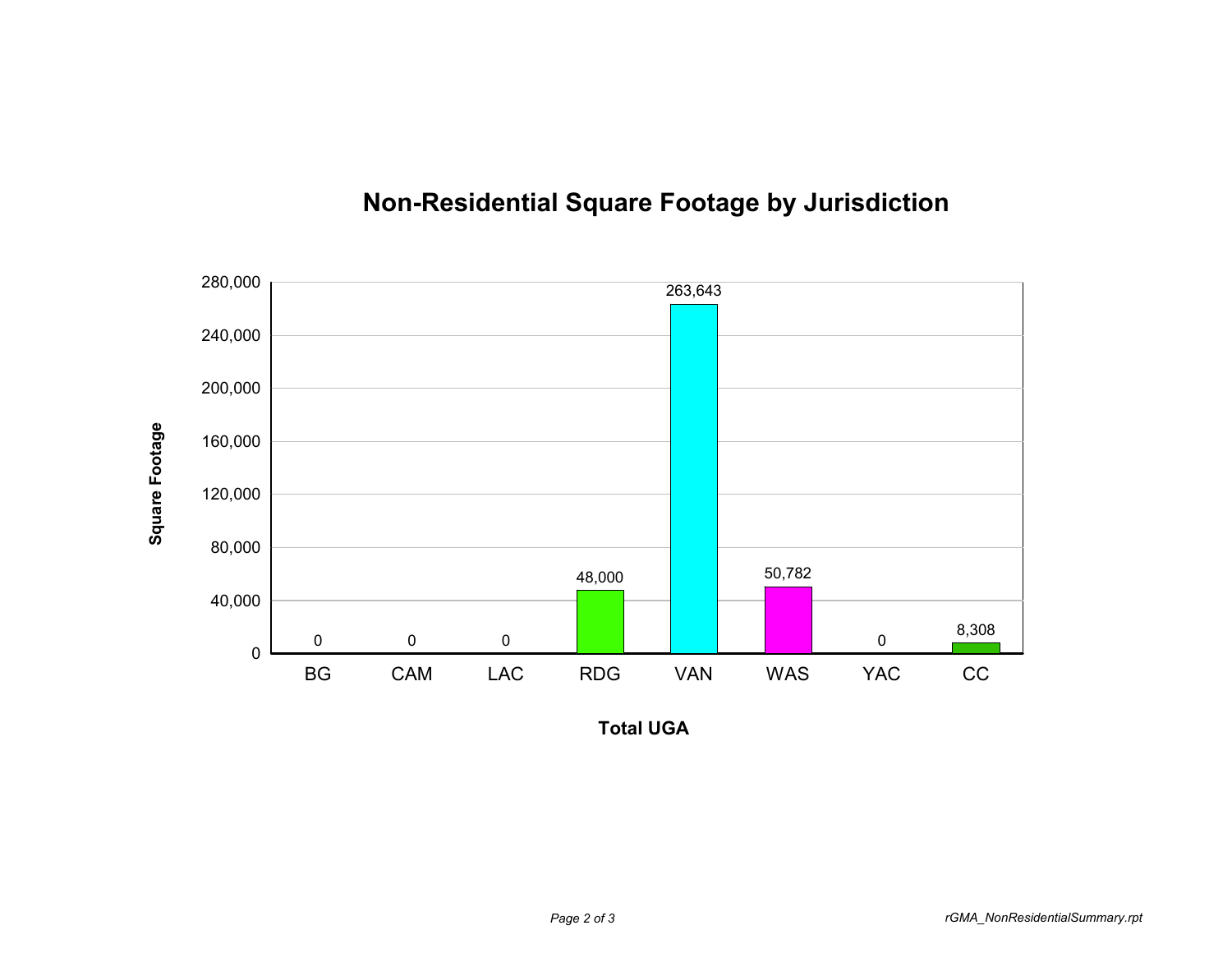# Non-Residential Square Footage by Jurisdiction

| Total UGA | Square Footage |
| --- | --- |
| BG | 0 |
| CAM | 0 |
| LAC | 0 |
| RDG | 48,000 |
| VAN | 263,643 |
| WAS | 50,782 |
| YAC | 0 |
| CC | 8,308 |

rGMA_NonResidentialSummary.rpt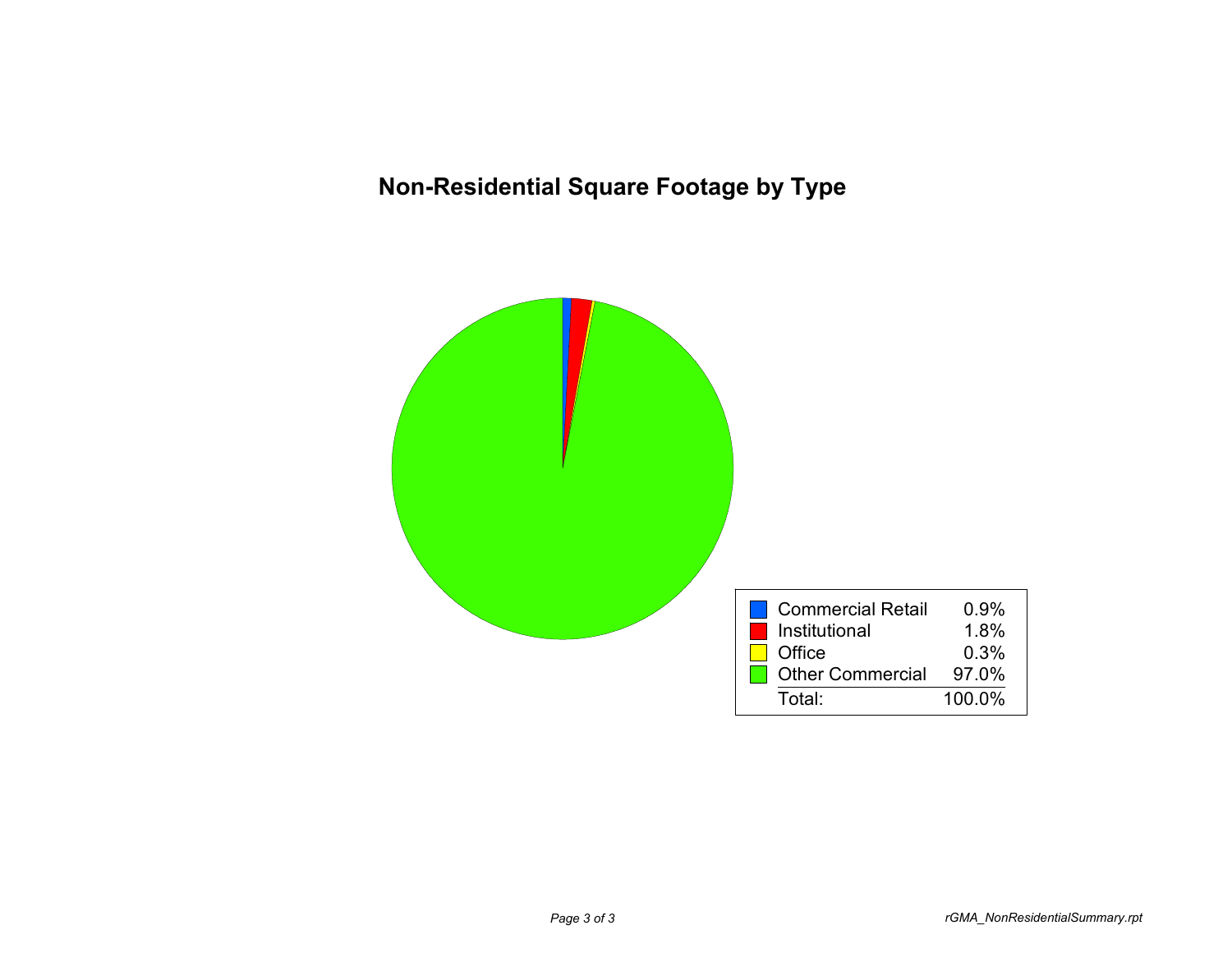## Non-Residential Square Footage by Type

Commercial Retail 0.9%
Institutional 1.8%
Office 0.3%
Other Commercial 97.0%
Total: 100.0%

rGMA_NonResidentialSummary.rpt